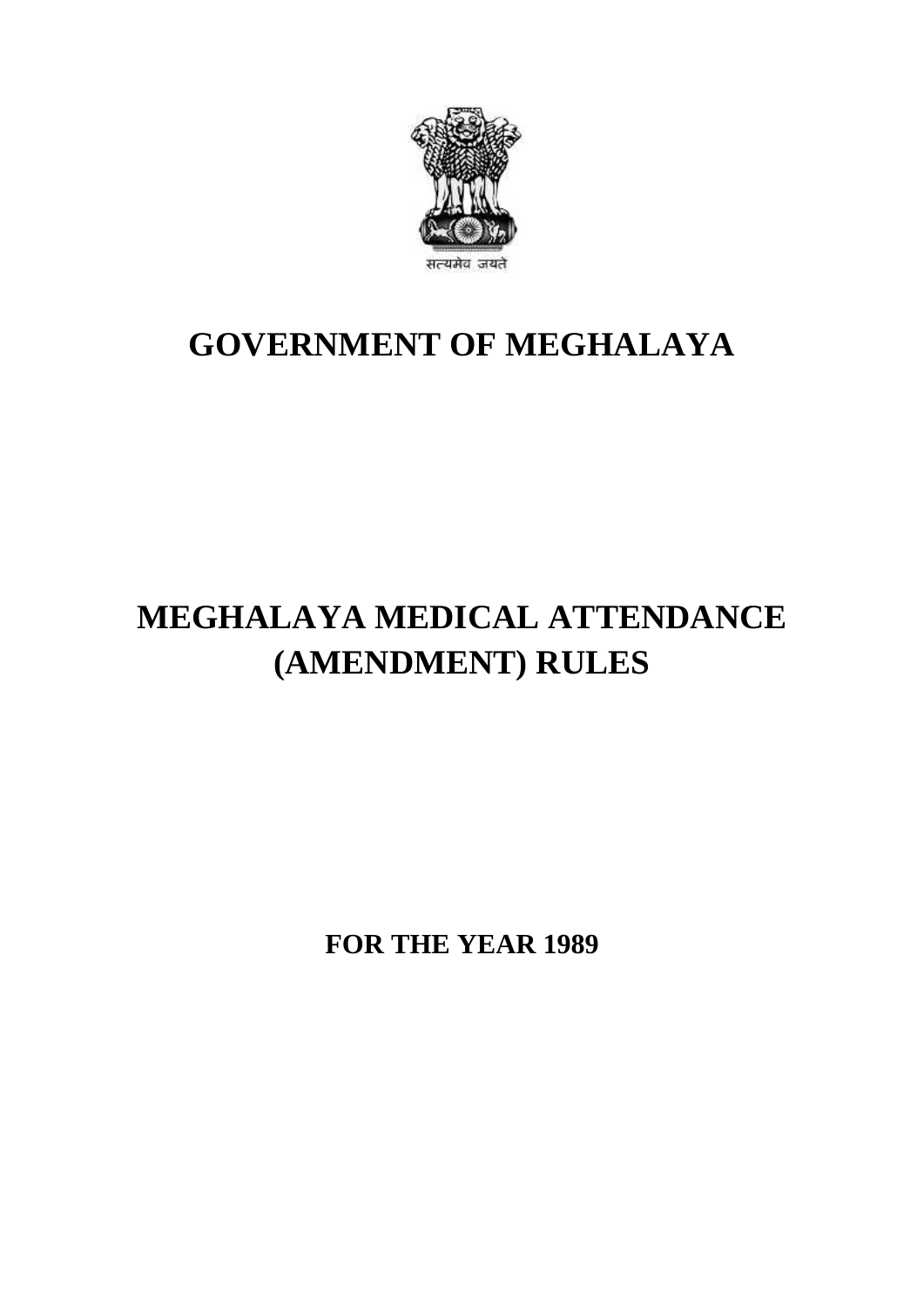सत्यमेव जयते

# GOVERNMENT OF MEGHALAYA

# MEGHALAYA MEDICAL ATTENDANCE (AMENDMENT) RULES

**FOR THE YEAR 1989**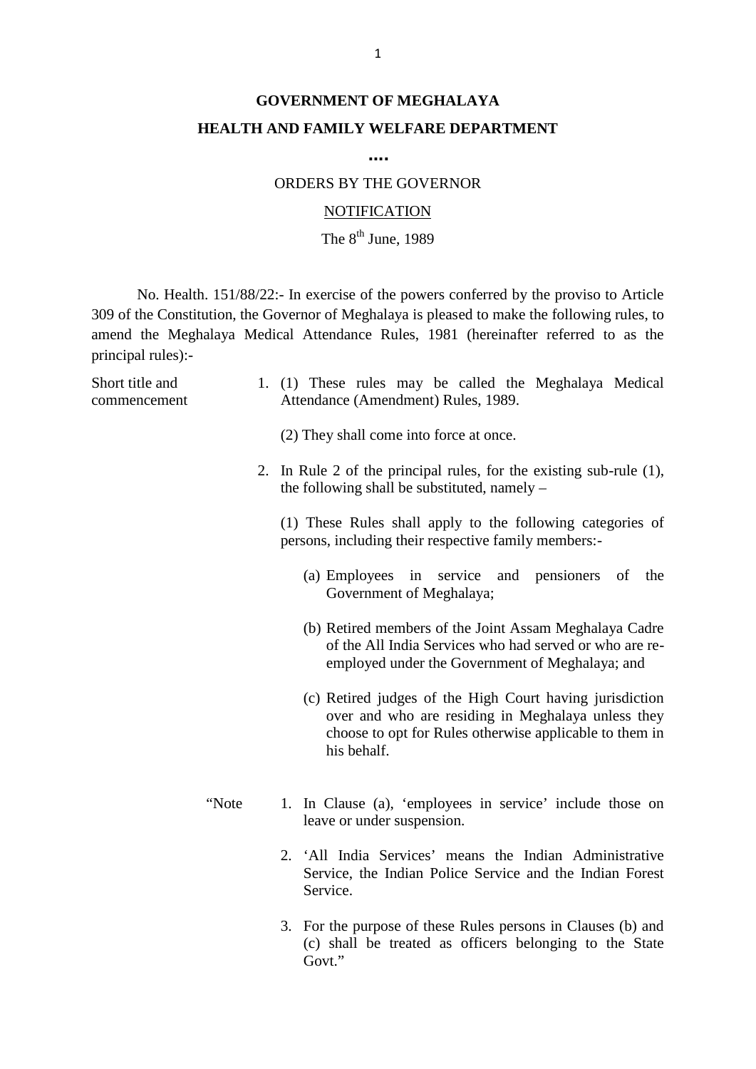**GOVERNMENT OF MEGHALAYA**

**HEALTH AND FAMILY WELFARE DEPARTMENT**

**....**

ORDERS BY THE GOVERNOR

NOTIFICATION

The 8th June, 1989

No. Health. 151/88/22:- In exercise of the powers conferred by the proviso to Article 309 of the Constitution, the Governor of Meghalaya is pleased to make the following rules, to amend the Meghalaya Medical Attendance Rules, 1981 (hereinafter referred to as the principal rules):-

Short title and commencement

1. (1) These rules may be called the Meghalaya Medical Attendance (Amendment) Rules, 1989.

   (2) They shall come into force at once.

2. In Rule 2 of the principal rules, for the existing sub-rule (1), the following shall be substituted, namely –

   (1) These Rules shall apply to the following categories of persons, including their respective family members:-

   (a) Employees in service and pensioners of the Government of Meghalaya;

   (b) Retired members of the Joint Assam Meghalaya Cadre of the All India Services who had served or who are re-employed under the Government of Meghalaya; and

   (c) Retired judges of the High Court having jurisdiction over and who are residing in Meghalaya unless they choose to opt for Rules otherwise applicable to them in his behalf.

"Note

1. In Clause (a), 'employees in service' include those on leave or under suspension.
2. 'All India Services' means the Indian Administrative Service, the Indian Police Service and the Indian Forest Service.
3. For the purpose of these Rules persons in Clauses (b) and (c) shall be treated as officers belonging to the State Govt."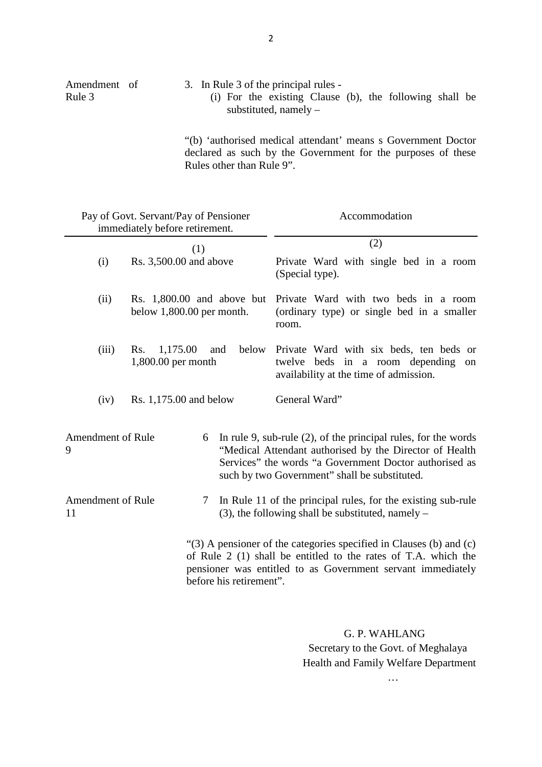Amendment of Rule 3

3. In Rule 3 of the principal rules -

   (i) For the existing Clause (b), the following shall be substituted, namely –

“(b) ‘authorised medical attendant’ means s Government Doctor declared as such by the Government for the purposes of these Rules other than Rule 9”.

| | Pay of Govt. Servant/Pay of Pensioner immediately before retirement. | Accommodation |
|---|---|---|
| | (1) | (2) |
| (i) | Rs. 3,500.00 and above | Private Ward with single bed in a room (Special type). |
| (ii) | Rs. 1,800.00 and above but below 1,800.00 per month. | Private Ward with two beds in a room (ordinary type) or single bed in a smaller room. |
| (iii) | Rs. 1,175.00 and below 1,800.00 per month | Private Ward with six beds, ten beds or twelve beds in a room depending on availability at the time of admission. |
| (iv) | Rs. 1,175.00 and below | General Ward” |

Amendment of Rule 9

6 In rule 9, sub-rule (2), of the principal rules, for the words “Medical Attendant authorised by the Director of Health Services” the words “a Government Doctor authorised as such by two Government” shall be substituted.

Amendment of Rule 11

7 In Rule 11 of the principal rules, for the existing sub-rule (3), the following shall be substituted, namely –

“(3) A pensioner of the categories specified in Clauses (b) and (c) of Rule 2 (1) shall be entitled to the rates of T.A. which the pensioner was entitled to as Government servant immediately before his retirement”.

G. P. WAHLANG
Secretary to the Govt. of Meghalaya
Health and Family Welfare Department

…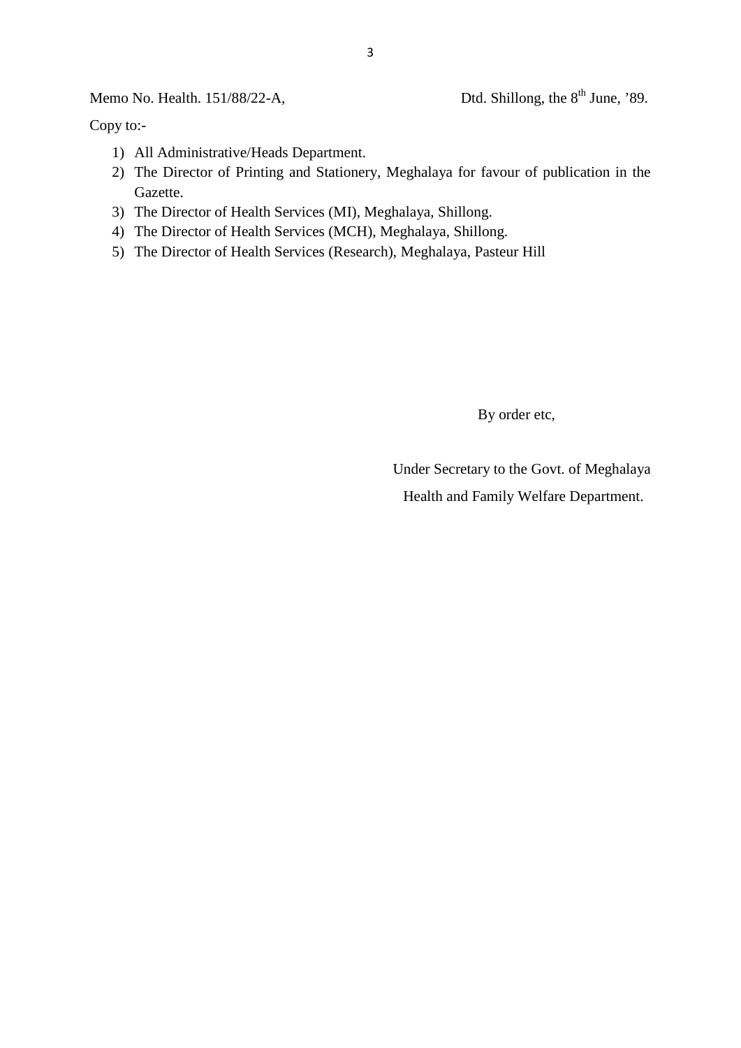Memo No. Health. 151/88/22-A, Dtd. Shillong, the 8th June, '89.

Copy to:-

1) All Administrative/Heads Department.
2) The Director of Printing and Stationery, Meghalaya for favour of publication in the Gazette.
3) The Director of Health Services (MI), Meghalaya, Shillong.
4) The Director of Health Services (MCH), Meghalaya, Shillong.
5) The Director of Health Services (Research), Meghalaya, Pasteur Hill

By order etc,

Under Secretary to the Govt. of Meghalaya

Health and Family Welfare Department.